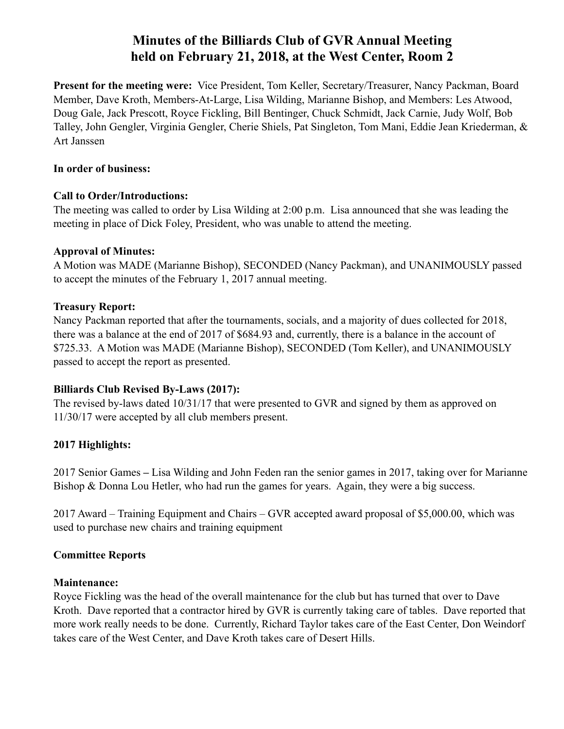# Minutes of the Billiards Club of GVR Annual Meeting held on February 21, 2018, at the West Center, Room 2

**Present for the meeting were:** Vice President, Tom Keller, Secretary/Treasurer, Nancy Packman, Board Member, Dave Kroth, Members-At-Large, Lisa Wilding, Marianne Bishop, and Members: Les Atwood, Doug Gale, Jack Prescott, Royce Fickling, Bill Bentinger, Chuck Schmidt, Jack Carnie, Judy Wolf, Bob Talley, John Gengler, Virginia Gengler, Cherie Shiels, Pat Singleton, Tom Mani, Eddie Jean Kriederman, & Art Janssen

**In order of business:**

**Call to Order/Introductions:**
The meeting was called to order by Lisa Wilding at 2:00 p.m. Lisa announced that she was leading the meeting in place of Dick Foley, President, who was unable to attend the meeting.

**Approval of Minutes:**
A Motion was MADE (Marianne Bishop), SECONDED (Nancy Packman), and UNANIMOUSLY passed to accept the minutes of the February 1, 2017 annual meeting.

**Treasury Report:**
Nancy Packman reported that after the tournaments, socials, and a majority of dues collected for 2018, there was a balance at the end of 2017 of $684.93 and, currently, there is a balance in the account of $725.33. A Motion was MADE (Marianne Bishop), SECONDED (Tom Keller), and UNANIMOUSLY passed to accept the report as presented.

**Billiards Club Revised By-Laws (2017):**
The revised by-laws dated 10/31/17 that were presented to GVR and signed by them as approved on 11/30/17 were accepted by all club members present.

**2017 Highlights:**

2017 Senior Games – Lisa Wilding and John Feden ran the senior games in 2017, taking over for Marianne Bishop & Donna Lou Hetler, who had run the games for years. Again, they were a big success.

2017 Award – Training Equipment and Chairs – GVR accepted award proposal of $5,000.00, which was used to purchase new chairs and training equipment

**Committee Reports**

**Maintenance:**
Royce Fickling was the head of the overall maintenance for the club but has turned that over to Dave Kroth. Dave reported that a contractor hired by GVR is currently taking care of tables. Dave reported that more work really needs to be done. Currently, Richard Taylor takes care of the East Center, Don Weindorf takes care of the West Center, and Dave Kroth takes care of Desert Hills.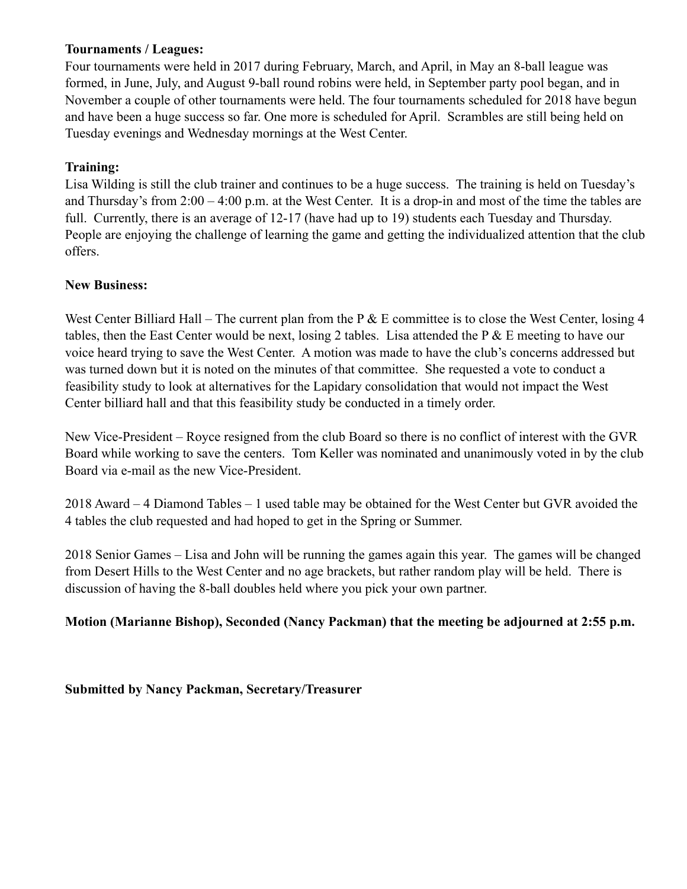**Tournaments / Leagues:**
Four tournaments were held in 2017 during February, March, and April, in May an 8-ball league was formed, in June, July, and August 9-ball round robins were held, in September party pool began, and in November a couple of other tournaments were held. The four tournaments scheduled for 2018 have begun and have been a huge success so far. One more is scheduled for April. Scrambles are still being held on Tuesday evenings and Wednesday mornings at the West Center.

**Training:**
Lisa Wilding is still the club trainer and continues to be a huge success. The training is held on Tuesday's and Thursday's from 2:00 – 4:00 p.m. at the West Center. It is a drop-in and most of the time the tables are full. Currently, there is an average of 12-17 (have had up to 19) students each Tuesday and Thursday. People are enjoying the challenge of learning the game and getting the individualized attention that the club offers.

**New Business:**

West Center Billiard Hall – The current plan from the P & E committee is to close the West Center, losing 4 tables, then the East Center would be next, losing 2 tables. Lisa attended the P & E meeting to have our voice heard trying to save the West Center. A motion was made to have the club's concerns addressed but was turned down but it is noted on the minutes of that committee. She requested a vote to conduct a feasibility study to look at alternatives for the Lapidary consolidation that would not impact the West Center billiard hall and that this feasibility study be conducted in a timely order.

New Vice-President – Royce resigned from the club Board so there is no conflict of interest with the GVR Board while working to save the centers. Tom Keller was nominated and unanimously voted in by the club Board via e-mail as the new Vice-President.

2018 Award – 4 Diamond Tables – 1 used table may be obtained for the West Center but GVR avoided the 4 tables the club requested and had hoped to get in the Spring or Summer.

2018 Senior Games – Lisa and John will be running the games again this year. The games will be changed from Desert Hills to the West Center and no age brackets, but rather random play will be held. There is discussion of having the 8-ball doubles held where you pick your own partner.

**Motion (Marianne Bishop), Seconded (Nancy Packman) that the meeting be adjourned at 2:55 p.m.**

**Submitted by Nancy Packman, Secretary/Treasurer**